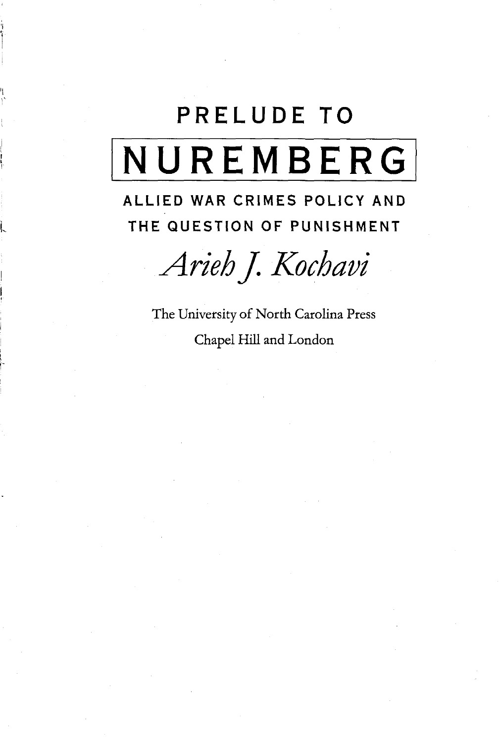# PRELUDE TO NURUEMBERG

## ALLIED WAR CRIMES POLICY AND THE QUESTION OF PUNISHMENT

*Arieh J. Kochavi*

The University of North Carolina Press

Chapel Hill and London

# PRELUDE TO NUREMBERG

## ALLIED WAR CRIMES POLICY AND THE QUESTION OF PUNISHMENT

*Arieh J. Kochavi*

The University of North Carolina Press

Chapel Hill and London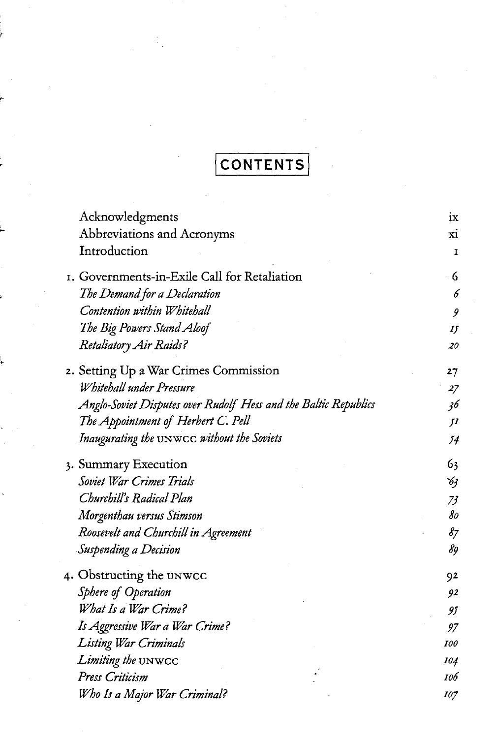# CONTENTS

| | |
|---|---|
| Acknowledgments | ix |
| Abbreviations and Acronyms | xi |
| Introduction | 1 |
| 1. Governments-in-Exile Call for Retaliation | 6 |
| *The Demand for a Declaration* | *6* |
| *Contention within Whitehall* | *9* |
| *The Big Powers Stand Aloof* | *15* |
| *Retaliatory Air Raids?* | *20* |
| 2. Setting Up a War Crimes Commission | 27 |
| *Whitehall under Pressure* | *27* |
| *Anglo-Soviet Disputes over Rudolf Hess and the Baltic Republics* | *36* |
| *The Appointment of Herbert C. Pell* | *51* |
| *Inaugurating the* UNWCC *without the Soviets* | *54* |
| 3. Summary Execution | 63 |
| *Soviet War Crimes Trials* | *63* |
| *Churchill's Radical Plan* | *73* |
| *Morgenthau versus Stimson* | *80* |
| *Roosevelt and Churchill in Agreement* | *87* |
| *Suspending a Decision* | *89* |
| 4. Obstructing the UNWCC | 92 |
| *Sphere of Operation* | *92* |
| *What Is a War Crime?* | *95* |
| *Is Aggressive War a War Crime?* | *97* |
| *Listing War Criminals* | *100* |
| *Limiting the* UNWCC | *104* |
| *Press Criticism* | *106* |
| *Who Is a Major War Criminal?* | *107* |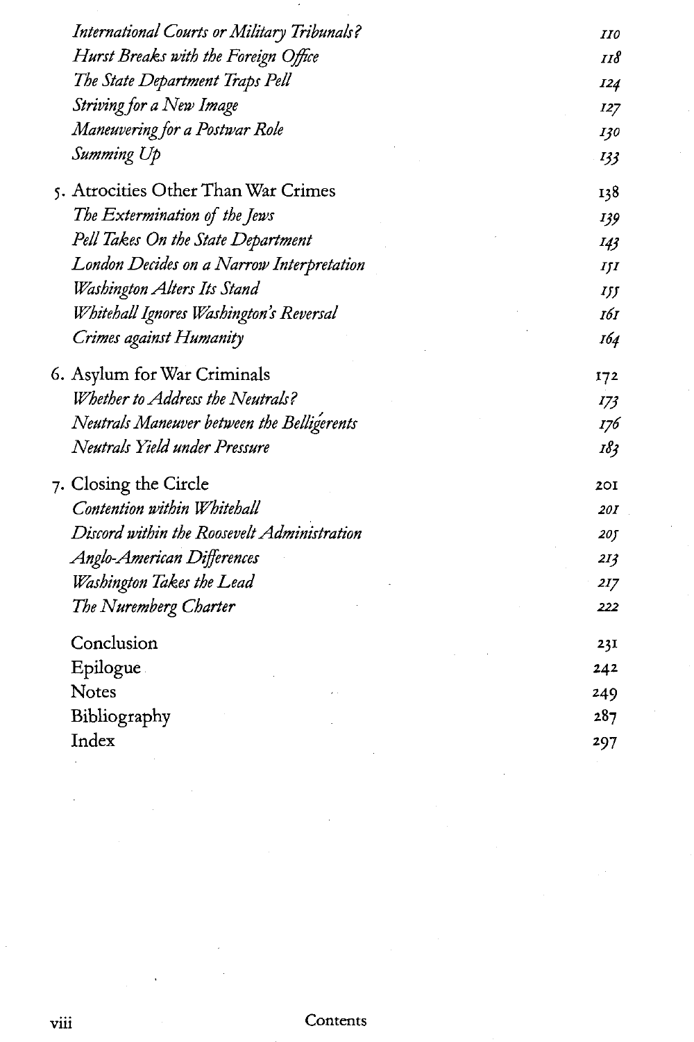*International Courts or Military Tribunals?* 110
*Hurst Breaks with the Foreign Office* 118
*The State Department Traps Pell* 124
*Striving for a New Image* 127
*Maneuvering for a Postwar Role* 130
*Summing Up* 133

5. Atrocities Other Than War Crimes 138
*The Extermination of the Jews* 139
*Pell Takes On the State Department* 143
*London Decides on a Narrow Interpretation* 151
*Washington Alters Its Stand* 155
*Whitehall Ignores Washington's Reversal* 161
*Crimes against Humanity* 164

6. Asylum for War Criminals 172
*Whether to Address the Neutrals?* 173
*Neutrals Maneuver between the Belligerents* 176
*Neutrals Yield under Pressure* 183

7. Closing the Circle 201
*Contention within Whitehall* 201
*Discord within the Roosevelt Administration* 205
*Anglo-American Differences* 213
*Washington Takes the Lead* 217
*The Nuremberg Charter* 222

Conclusion 231
Epilogue 242
Notes 249
Bibliography 287
Index 297